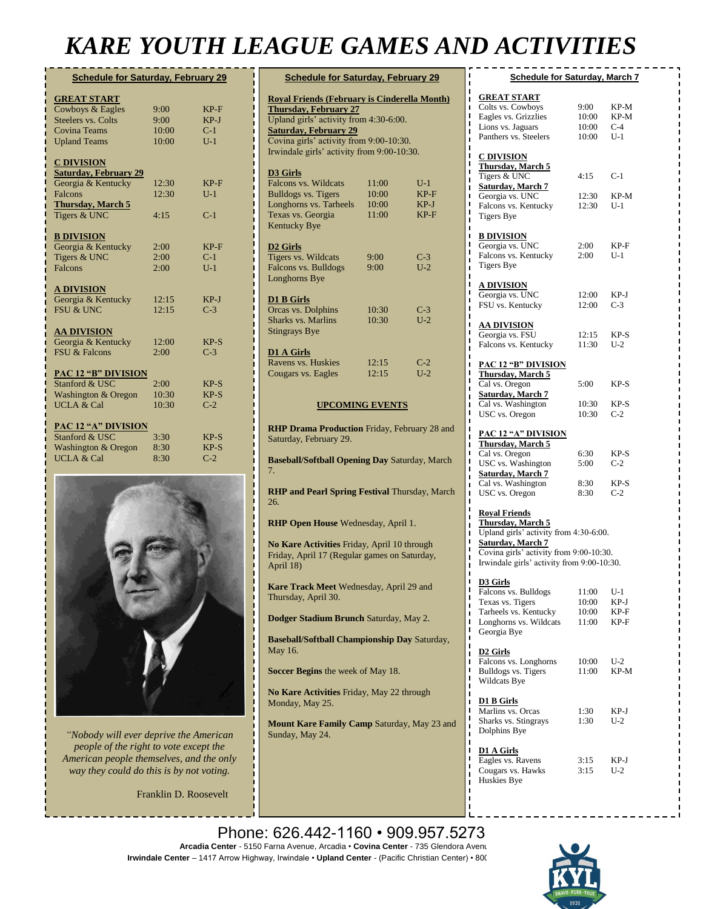# KARE YOUTH LEAGUE GAMES AND ACTIVITIES

## Schedule for Saturday, February 29

**GREAT START**

| | | |
|---|---|---|
| Cowboys & Eagles | 9:00 | KP-F |
| Steelers vs. Colts | 9:00 | KP-J |
| Covina Teams | 10:00 | C-1 |
| Upland Teams | 10:00 | U-1 |

**C DIVISION**

**Saturday, February 29**

| | | |
|---|---|---|
| Georgia & Kentucky | 12:30 | KP-F |
| Falcons | 12:30 | U-1 |

**Thursday, March 5**

| | | |
|---|---|---|
| Tigers & UNC | 4:15 | C-1 |

**B DIVISION**

| | | |
|---|---|---|
| Georgia & Kentucky | 2:00 | KP-F |
| Tigers & UNC | 2:00 | C-1 |
| Falcons | 2:00 | U-1 |

**A DIVISION**

| | | |
|---|---|---|
| Georgia & Kentucky | 12:15 | KP-J |
| FSU & UNC | 12:15 | C-3 |

**AA DIVISION**

| | | |
|---|---|---|
| Georgia & Kentucky | 12:00 | KP-S |
| FSU & Falcons | 2:00 | C-3 |

**PAC 12 "B" DIVISION**

| | | |
|---|---|---|
| Stanford & USC | 2:00 | KP-S |
| Washington & Oregon | 10:30 | KP-S |
| UCLA & Cal | 10:30 | C-2 |

**PAC 12 "A" DIVISION**

| | | |
|---|---|---|
| Stanford & USC | 3:30 | KP-S |
| Washington & Oregon | 8:30 | KP-S |
| UCLA & Cal | 8:30 | C-2 |

*"Nobody will ever deprive the American people of the right to vote except the American people themselves, and the only way they could do this is by not voting.*

Franklin D. Roosevelt

## Schedule for Saturday, February 29

**Royal Friends (February is Cinderella Month)**

**Thursday, February 27**

Upland girls' activity from 4:30-6:00.

**Saturday, February 29**

Covina girls' activity from 9:00-10:30.
Irwindale girls' activity from 9:00-10:30.

**D3 Girls**

| | | |
|---|---|---|
| Falcons vs. Wildcats | 11:00 | U-1 |
| Bulldogs vs. Tigers | 10:00 | KP-F |
| Longhorns vs. Tarheels | 10:00 | KP-J |
| Texas vs. Georgia | 11:00 | KP-F |
| Kentucky Bye | | |

**D2 Girls**

| | | |
|---|---|---|
| Tigers vs. Wildcats | 9:00 | C-3 |
| Falcons vs. Bulldogs | 9:00 | U-2 |
| Longhorns Bye | | |

**D1 B Girls**

| | | |
|---|---|---|
| Orcas vs. Dolphins | 10:30 | C-3 |
| Sharks vs. Marlins | 10:30 | U-2 |
| Stingrays Bye | | |

**D1 A Girls**

| | | |
|---|---|---|
| Ravens vs. Huskies | 12:15 | C-2 |
| Cougars vs. Eagles | 12:15 | U-2 |

### UPCOMING EVENTS

**RHP Drama Production** Friday, February 28 and Saturday, February 29.

**Baseball/Softball Opening Day** Saturday, March 7.

**RHP and Pearl Spring Festival** Thursday, March 26.

**RHP Open House** Wednesday, April 1.

**No Kare Activities** Friday, April 10 through Friday, April 17 (Regular games on Saturday, April 18)

**Kare Track Meet** Wednesday, April 29 and Thursday, April 30.

**Dodger Stadium Brunch** Saturday, May 2.

**Baseball/Softball Championship Day** Saturday, May 16.

**Soccer Begins** the week of May 18.

**No Kare Activities** Friday, May 22 through Monday, May 25.

**Mount Kare Family Camp** Saturday, May 23 and Sunday, May 24.

## Schedule for Saturday, March 7

**GREAT START**

| | | |
|---|---|---|
| Colts vs. Cowboys | 9:00 | KP-M |
| Eagles vs. Grizzlies | 10:00 | KP-M |
| Lions vs. Jaguars | 10:00 | C-4 |
| Panthers vs. Steelers | 10:00 | U-1 |

**C DIVISION**

**Thursday, March 5**

| | | |
|---|---|---|
| Tigers & UNC | 4:15 | C-1 |

**Saturday, March 7**

| | | |
|---|---|---|
| Georgia vs. UNC | 12:30 | KP-M |
| Falcons vs. Kentucky | 12:30 | U-1 |
| Tigers Bye | | |

**B DIVISION**

| | | |
|---|---|---|
| Georgia vs. UNC | 2:00 | KP-F |
| Falcons vs. Kentucky | 2:00 | U-1 |
| Tigers Bye | | |

**A DIVISION**

| | | |
|---|---|---|
| Georgia vs. UNC | 12:00 | KP-J |
| FSU vs. Kentucky | 12:00 | C-3 |

**AA DIVISION**

| | | |
|---|---|---|
| Georgia vs. FSU | 12:15 | KP-S |
| Falcons vs. Kentucky | 11:30 | U-2 |

**PAC 12 "B" DIVISION**

**Thursday, March 5**

| | | |
|---|---|---|
| Cal vs. Oregon | 5:00 | KP-S |

**Saturday, March 7**

| | | |
|---|---|---|
| Cal vs. Washington | 10:30 | KP-S |
| USC vs. Oregon | 10:30 | C-2 |

**PAC 12 "A" DIVISION**

**Thursday, March 5**

| | | |
|---|---|---|
| Cal vs. Oregon | 6:30 | KP-S |
| USC vs. Washington | 5:00 | C-2 |

**Saturday, March 7**

| | | |
|---|---|---|
| Cal vs. Washington | 8:30 | KP-S |
| USC vs. Oregon | 8:30 | C-2 |

**Royal Friends**

**Thursday, March 5**

Upland girls' activity from 4:30-6:00.

**Saturday, March 7**

Covina girls' activity from 9:00-10:30.
Irwindale girls' activity from 9:00-10:30.

**D3 Girls**

| | | |
|---|---|---|
| Falcons vs. Bulldogs | 11:00 | U-1 |
| Texas vs. Tigers | 10:00 | KP-J |
| Tarheels vs. Kentucky | 10:00 | KP-F |
| Longhorns vs. Wildcats | 11:00 | KP-F |
| Georgia Bye | | |

**D2 Girls**

| | | |
|---|---|---|
| Falcons vs. Longhorns | 10:00 | U-2 |
| Bulldogs vs. Tigers | 11:00 | KP-M |
| Wildcats Bye | | |

**D1 B Girls**

| | | |
|---|---|---|
| Marlins vs. Orcas | 1:30 | KP-J |
| Sharks vs. Stingrays | 1:30 | U-2 |
| Dolphins Bye | | |

**D1 A Girls**

| | | |
|---|---|---|
| Eagles vs. Ravens | 3:15 | KP-J |
| Cougars vs. Hawks | 3:15 | U-2 |
| Huskies Bye | | |

Phone: 626.442-1160 • 909.957.5273

**Arcadia Center** - 5150 Farna Avenue, Arcadia • **Covina Center** - 735 Glendora Avenu
**Irwindale Center** – 1417 Arrow Highway, Irwindale • **Upland Center** - (Pacific Christian Center) • 80(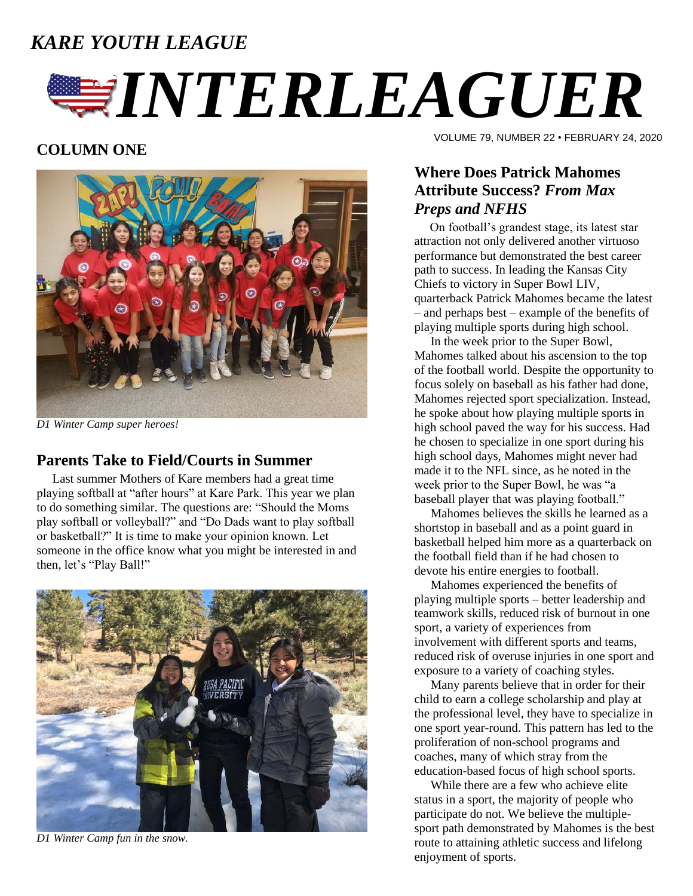*KARE YOUTH LEAGUE*

# *INTERLEAGUER*

VOLUME 79, NUMBER 22 • FEBRUARY 24, 2020

## COLUMN ONE

*D1 Winter Camp super heroes!*

## Parents Take to Field/Courts in Summer

Last summer Mothers of Kare members had a great time playing softball at "after hours" at Kare Park. This year we plan to do something similar. The questions are: "Should the Moms play softball or volleyball?" and "Do Dads want to play softball or basketball?" It is time to make your opinion known. Let someone in the office know what you might be interested in and then, let's "Play Ball!"

*D1 Winter Camp fun in the snow.*

## Where Does Patrick Mahomes Attribute Success? *From Max Preps and NFHS*

On football's grandest stage, its latest star attraction not only delivered another virtuoso performance but demonstrated the best career path to success. In leading the Kansas City Chiefs to victory in Super Bowl LIV, quarterback Patrick Mahomes became the latest – and perhaps best – example of the benefits of playing multiple sports during high school.

In the week prior to the Super Bowl, Mahomes talked about his ascension to the top of the football world. Despite the opportunity to focus solely on baseball as his father had done, Mahomes rejected sport specialization. Instead, he spoke about how playing multiple sports in high school paved the way for his success. Had he chosen to specialize in one sport during his high school days, Mahomes might never had made it to the NFL since, as he noted in the week prior to the Super Bowl, he was "a baseball player that was playing football."

Mahomes believes the skills he learned as a shortstop in baseball and as a point guard in basketball helped him more as a quarterback on the football field than if he had chosen to devote his entire energies to football.

Mahomes experienced the benefits of playing multiple sports – better leadership and teamwork skills, reduced risk of burnout in one sport, a variety of experiences from involvement with different sports and teams, reduced risk of overuse injuries in one sport and exposure to a variety of coaching styles.

Many parents believe that in order for their child to earn a college scholarship and play at the professional level, they have to specialize in one sport year-round. This pattern has led to the proliferation of non-school programs and coaches, many of which stray from the education-based focus of high school sports.

While there are a few who achieve elite status in a sport, the majority of people who participate do not. We believe the multiple-sport path demonstrated by Mahomes is the best route to attaining athletic success and lifelong enjoyment of sports.